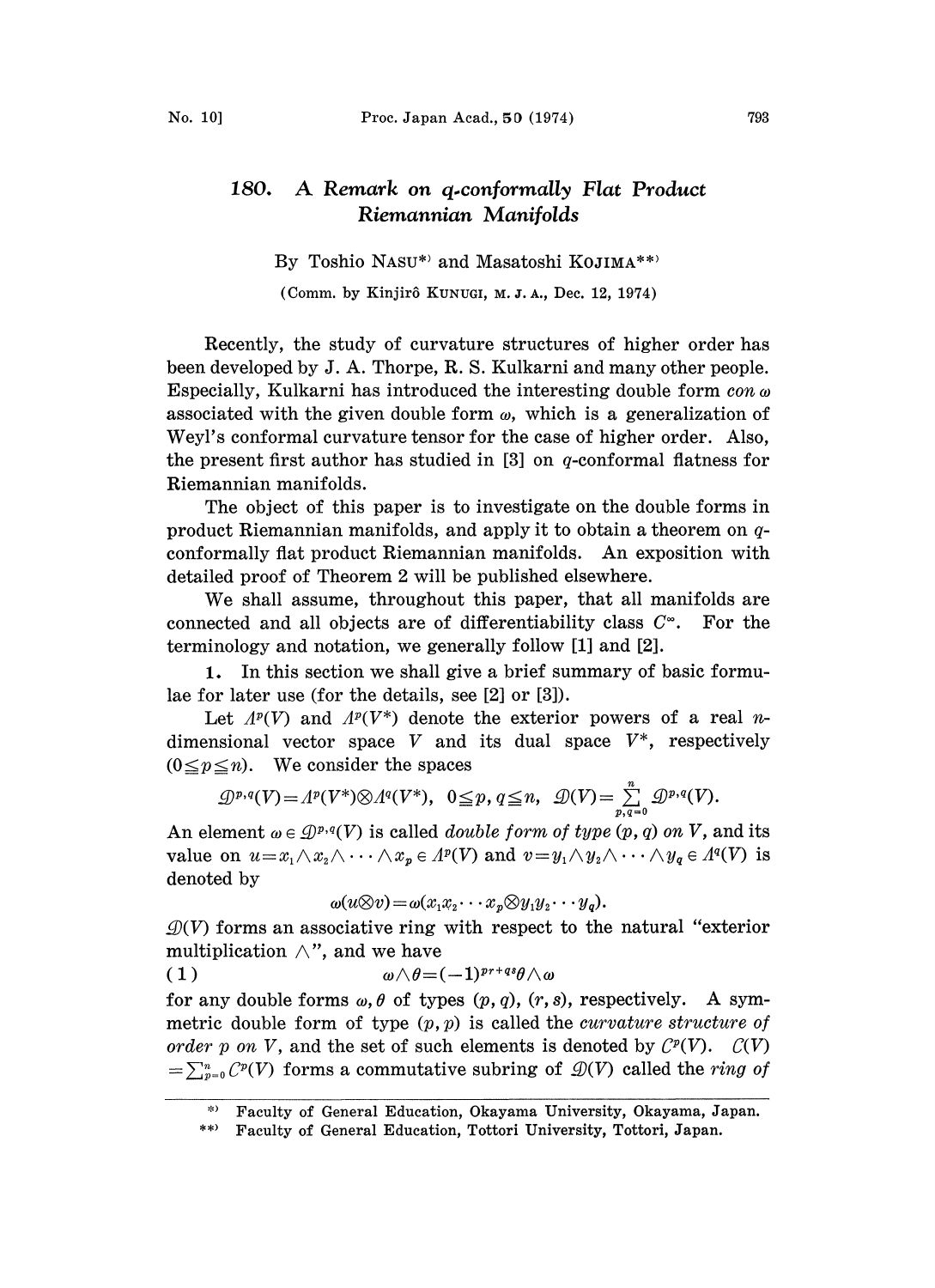# 180. A Remark on q-conformally Flat Product Riemannian Manifolds

By Toshio NASU[*] and Masatoshi KOJIMA[**]

(Comm. by Kinjirô KUNUGI, M. J. A., Dec. 12, 1974)

Recently, the study of curvature structures of higher order has been developed by J. A. Thorpe, R. S. Kulkarni and many other people. Especially, Kulkarni has introduced the interesting double form *con* $\omega$ associated with the given double form $\omega$, which is a generalization of Weyl's conformal curvature tensor for the case of higher order. Also, the present first author has studied in [3] on $q$-conformal flatness for Riemannian manifolds.

The object of this paper is to investigate on the double forms in product Riemannian manifolds, and apply it to obtain a theorem on $q$-conformally flat product Riemannian manifolds. An exposition with detailed proof of Theorem 2 will be published elsewhere.

We shall assume, throughout this paper, that all manifolds are connected and all objects are of differentiability class $C^\infty$. For the terminology and notation, we generally follow [1] and [2].

**1.** In this section we shall give a brief summary of basic formulae for later use (for the details, see [2] or [3]).

Let $\Lambda^p(V)$ and $\Lambda^p(V^*)$ denote the exterior powers of a real $n$-dimensional vector space $V$ and its dual space $V^*$, respectively ($0 \leqq p \leqq n$). We consider the spaces

$$\mathcal{D}^{p,q}(V)=\Lambda^p(V^*)\otimes\Lambda^q(V^*),\quad 0\leqq p,q\leqq n,\quad \mathcal{D}(V)=\sum_{p,q=0}^{n}\mathcal{D}^{p,q}(V).$$

An element $\omega\in\mathcal{D}^{p,q}(V)$ is called *double form of type* $(p,q)$ *on* $V$, and its value on $u=x_1\wedge x_2\wedge\cdots\wedge x_p\in\Lambda^p(V)$ and $v=y_1\wedge y_2\wedge\cdots\wedge y_q\in\Lambda^q(V)$ is denoted by

$$\omega(u\otimes v)=\omega(x_1x_2\cdots x_p\otimes y_1y_2\cdots y_q).$$

$\mathcal{D}(V)$ forms an associative ring with respect to the natural "exterior multiplication $\wedge$", and we have

$$\omega\wedge\theta=(-1)^{pr+qs}\theta\wedge\omega \tag{1}$$

for any double forms $\omega,\theta$ of types $(p,q)$, $(r,s)$, respectively. A symmetric double form of type $(p,p)$ is called the *curvature structure of order* $p$ *on* $V$, and the set of such elements is denoted by $C^p(V)$. $C(V)=\sum_{p=0}^{n}C^p(V)$ forms a commutative subring of $\mathcal{D}(V)$ called the *ring of*

---

[*] Faculty of General Education, Okayama University, Okayama, Japan.

[**] Faculty of General Education, Tottori University, Tottori, Japan.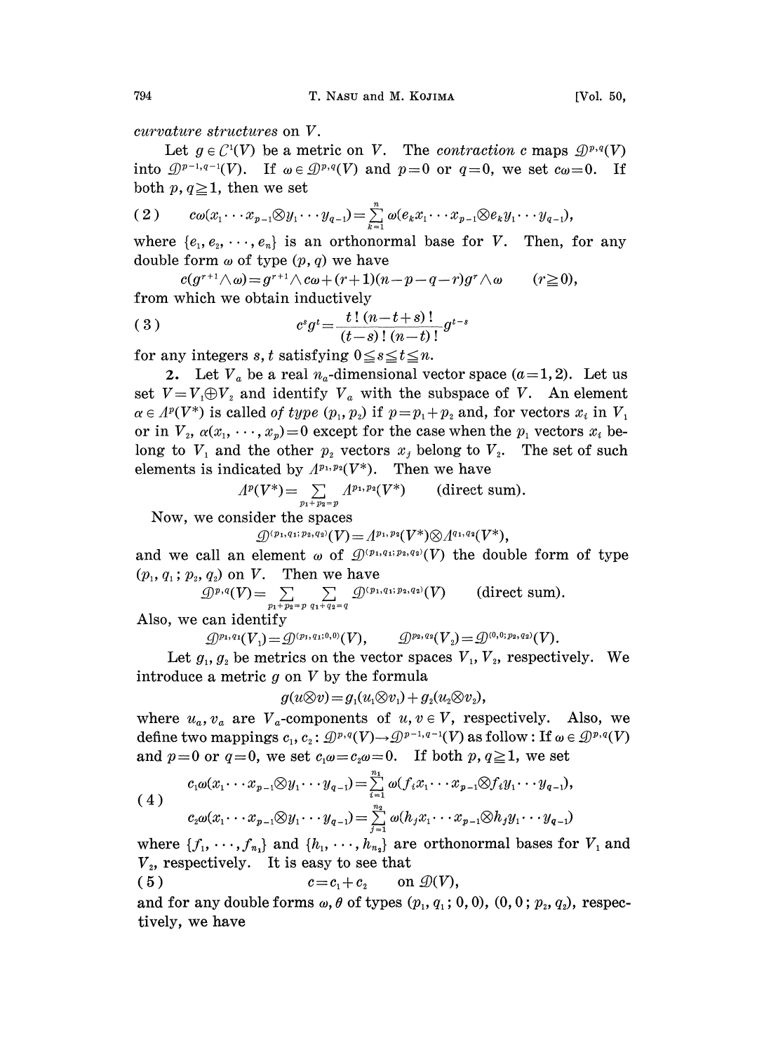*curvature structures* on $V$.

Let $g \in \mathcal{C}^1(V)$ be a metric on $V$. The *contraction* $c$ maps $\mathcal{D}^{p,q}(V)$ into $\mathcal{D}^{p-1,q-1}(V)$. If $\omega \in \mathcal{D}^{p,q}(V)$ and $p=0$ or $q=0$, we set $c\omega=0$. If both $p, q \geqq 1$, then we set

$$(2) \qquad c\omega(x_1 \cdots x_{p-1} \otimes y_1 \cdots y_{q-1}) = \sum_{k=1}^{n} \omega(e_k x_1 \cdots x_{p-1} \otimes e_k y_1 \cdots y_{q-1}),$$

where $\{e_1, e_2, \cdots, e_n\}$ is an orthonormal base for $V$. Then, for any double form $\omega$ of type $(p, q)$ we have

$$c(g^{r+1} \wedge \omega) = g^{r+1} \wedge c\omega + (r+1)(n-p-q-r) g^r \wedge \omega \qquad (r \geqq 0),$$

from which we obtain inductively

$$(3) \qquad c^s g^t = \frac{t\,!\,(n-t+s)\,!}{(t-s)\,!\,(n-t)\,!} g^{t-s}$$

for any integers $s, t$ satisfying $0 \leqq s \leqq t \leqq n$.

**2.** Let $V_a$ be a real $n_a$-dimensional vector space $(a=1, 2)$. Let us set $V = V_1 \oplus V_2$ and identify $V_a$ with the subspace of $V$. An element $\alpha \in \Lambda^p(V^*)$ is called *of type* $(p_1, p_2)$ if $p = p_1 + p_2$ and, for vectors $x_i$ in $V_1$ or in $V_2$, $\alpha(x_1, \cdots, x_p) = 0$ except for the case when the $p_1$ vectors $x_i$ belong to $V_1$ and the other $p_2$ vectors $x_j$ belong to $V_2$. The set of such elements is indicated by $\Lambda^{p_1, p_2}(V^*)$. Then we have

$$\Lambda^p(V^*) = \sum_{p_1+p_2=p} \Lambda^{p_1,p_2}(V^*) \qquad \text{(direct sum)}.$$

Now, we consider the spaces

$$\mathcal{D}^{(p_1,q_1;p_2,q_2)}(V) = \Lambda^{p_1,p_2}(V^*) \otimes \Lambda^{q_1,q_2}(V^*),$$

and we call an element $\omega$ of $\mathcal{D}^{(p_1,q_1;p_2,q_2)}(V)$ the double form of type $(p_1, q_1\,;\, p_2, q_2)$ on $V$. Then we have

$$\mathcal{D}^{p,q}(V) = \sum_{p_1+p_2=p} \sum_{q_1+q_2=q} \mathcal{D}^{(p_1,q_1;p_2,q_2)}(V) \qquad \text{(direct sum)}.$$

Also, we can identify

$$\mathcal{D}^{p_1,q_1}(V_1) = \mathcal{D}^{(p_1,q_1;0,0)}(V), \qquad \mathcal{D}^{p_2,q_2}(V_2) = \mathcal{D}^{(0,0;p_2,q_2)}(V).$$

Let $g_1, g_2$ be metrics on the vector spaces $V_1, V_2$, respectively. We introduce a metric $g$ on $V$ by the formula

$$g(u \otimes v) = g_1(u_1 \otimes v_1) + g_2(u_2 \otimes v_2),$$

where $u_a, v_a$ are $V_a$-components of $u, v \in V$, respectively. Also, we define two mappings $c_1, c_2 : \mathcal{D}^{p,q}(V) \to \mathcal{D}^{p-1,q-1}(V)$ as follow: If $\omega \in \mathcal{D}^{p,q}(V)$ and $p=0$ or $q=0$, we set $c_1\omega = c_2\omega = 0$. If both $p, q \geqq 1$, we set

$$(4) \qquad \begin{aligned} c_1\omega(x_1 \cdots x_{p-1} \otimes y_1 \cdots y_{q-1}) &= \sum_{i=1}^{n_1} \omega(f_i x_1 \cdots x_{p-1} \otimes f_i y_1 \cdots y_{q-1}), \\ c_2\omega(x_1 \cdots x_{p-1} \otimes y_1 \cdots y_{q-1}) &= \sum_{j=1}^{n_2} \omega(h_j x_1 \cdots x_{p-1} \otimes h_j y_1 \cdots y_{q-1}) \end{aligned}$$

where $\{f_1, \cdots, f_{n_1}\}$ and $\{h_1, \cdots, h_{n_2}\}$ are orthonormal bases for $V_1$ and $V_2$, respectively. It is easy to see that

$$(5) \qquad c = c_1 + c_2 \qquad \text{on } \mathcal{D}(V),$$

and for any double forms $\omega, \theta$ of types $(p_1, q_1\,;\, 0, 0)$, $(0, 0\,;\, p_2, q_2)$, respectively, we have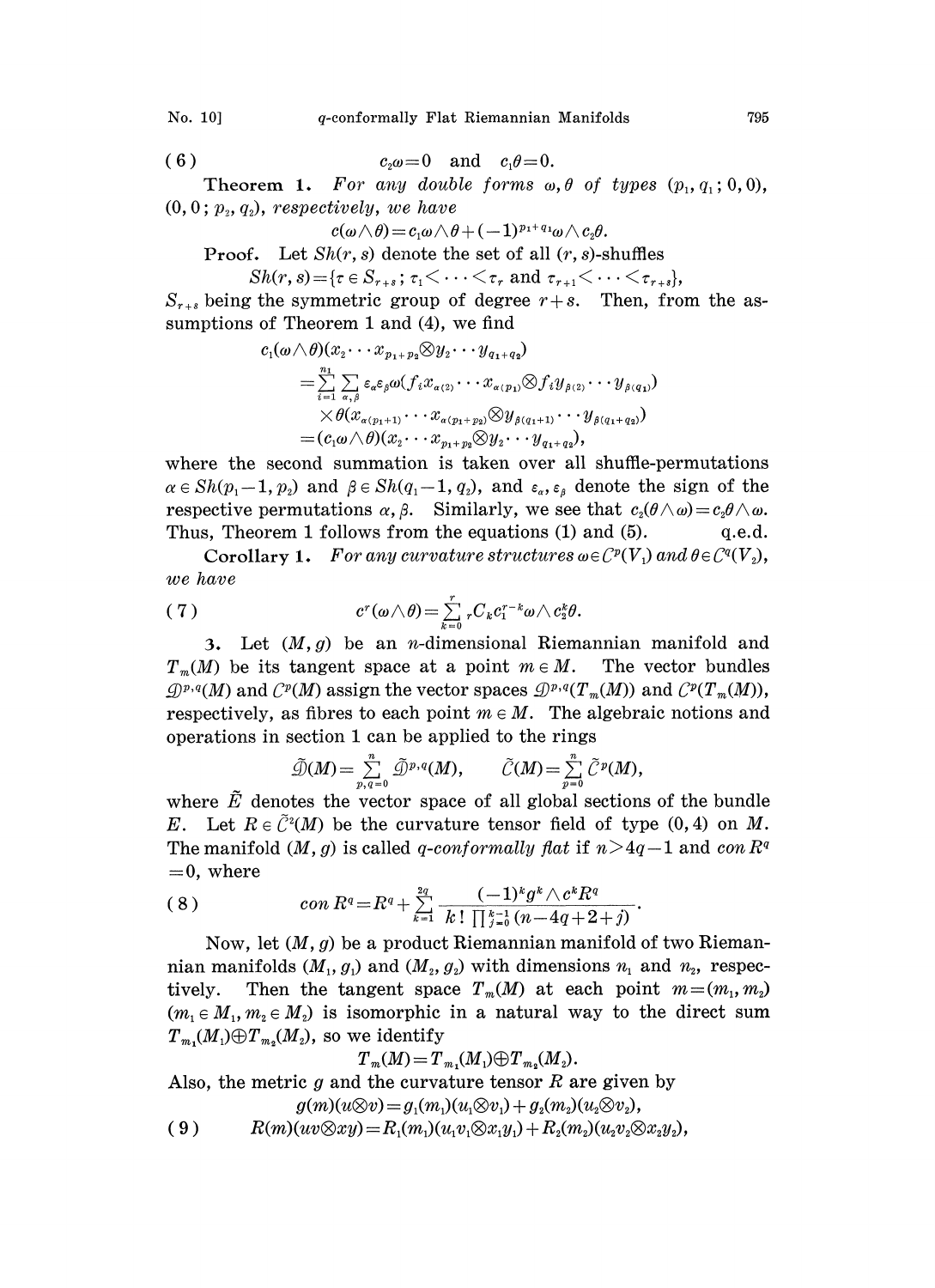$$c_2\omega = 0 \quad \text{and} \quad c_1\theta = 0. \tag{6}$$

**Theorem 1.** *For any double forms $\omega, \theta$ of types $(p_1, q_1; 0, 0)$, $(0, 0; p_2, q_2)$, respectively, we have*

$$c(\omega \wedge \theta) = c_1\omega \wedge \theta + (-1)^{p_1+q_1}\omega \wedge c_2\theta.$$

**Proof.** Let $Sh(r, s)$ denote the set of all $(r, s)$-shuffles

$$Sh(r, s) = \{\tau \in S_{r+s}\,;\, \tau_1 < \cdots < \tau_r \text{ and } \tau_{r+1} < \cdots < \tau_{r+s}\},$$

$S_{r+s}$ being the symmetric group of degree $r+s$. Then, from the assumptions of Theorem 1 and (4), we find

$$\begin{aligned}
&c_1(\omega \wedge \theta)(x_2 \cdots x_{p_1+p_2} \otimes y_2 \cdots y_{q_1+q_2}) \\
&= \sum_{i=1}^{n_1} \sum_{\alpha, \beta} \varepsilon_\alpha \varepsilon_\beta \omega(f_i x_{\alpha(2)} \cdots x_{\alpha(p_1)} \otimes f_i y_{\beta(2)} \cdots y_{\beta(q_1)}) \\
&\quad \times \theta(x_{\alpha(p_1+1)} \cdots x_{\alpha(p_1+p_2)} \otimes y_{\beta(q_1+1)} \cdots y_{\beta(q_1+q_2)}) \\
&= (c_1\omega \wedge \theta)(x_2 \cdots x_{p_1+p_2} \otimes y_2 \cdots y_{q_1+q_2}),
\end{aligned}$$

where the second summation is taken over all shuffle-permutations $\alpha \in Sh(p_1-1, p_2)$ and $\beta \in Sh(q_1-1, q_2)$, and $\varepsilon_\alpha, \varepsilon_\beta$ denote the sign of the respective permutations $\alpha, \beta$. Similarly, we see that $c_2(\theta \wedge \omega) = c_2\theta \wedge \omega$. Thus, Theorem 1 follows from the equations (1) and (5). q.e.d.

**Corollary 1.** *For any curvature structures $\omega \in \mathcal{C}^p(V_1)$ and $\theta \in \mathcal{C}^q(V_2)$, we have*

$$c^r(\omega \wedge \theta) = \sum_{k=0}^{r} {}_rC_k c_1^{r-k}\omega \wedge c_2^k\theta. \tag{7}$$

**3.** Let $(M, g)$ be an $n$-dimensional Riemannian manifold and $T_m(M)$ be its tangent space at a point $m \in M$. The vector bundles $\mathcal{D}^{p,q}(M)$ and $\mathcal{C}^p(M)$ assign the vector spaces $\mathcal{D}^{p,q}(T_m(M))$ and $\mathcal{C}^p(T_m(M))$, respectively, as fibres to each point $m \in M$. The algebraic notions and operations in section 1 can be applied to the rings

$$\tilde{\mathcal{D}}(M) = \sum_{p,q=0}^{n} \tilde{\mathcal{D}}^{p,q}(M), \qquad \tilde{\mathcal{C}}(M) = \sum_{p=0}^{n} \tilde{\mathcal{C}}^p(M),$$

where $\tilde{E}$ denotes the vector space of all global sections of the bundle $E$. Let $R \in \tilde{\mathcal{C}}^2(M)$ be the curvature tensor field of type $(0, 4)$ on $M$. The manifold $(M, g)$ is called *$q$-conformally flat* if $n > 4q-1$ and $con\, R^q = 0$, where

$$con\, R^q = R^q + \sum_{k=1}^{2q} \frac{(-1)^k g^k \wedge c^k R^q}{k! \prod_{j=0}^{k-1}(n-4q+2+j)}. \tag{8}$$

Now, let $(M, g)$ be a product Riemannian manifold of two Riemannian manifolds $(M_1, g_1)$ and $(M_2, g_2)$ with dimensions $n_1$ and $n_2$, respectively. Then the tangent space $T_m(M)$ at each point $m = (m_1, m_2)$ $(m_1 \in M_1, m_2 \in M_2)$ is isomorphic in a natural way to the direct sum $T_{m_1}(M_1) \oplus T_{m_2}(M_2)$, so we identify

$$T_m(M) = T_{m_1}(M_1) \oplus T_{m_2}(M_2).$$

Also, the metric $g$ and the curvature tensor $R$ are given by

$$g(m)(u \otimes v) = g_1(m_1)(u_1 \otimes v_1) + g_2(m_2)(u_2 \otimes v_2),$$

$$R(m)(uv \otimes xy) = R_1(m_1)(u_1v_1 \otimes x_1y_1) + R_2(m_2)(u_2v_2 \otimes x_2y_2), \tag{9}$$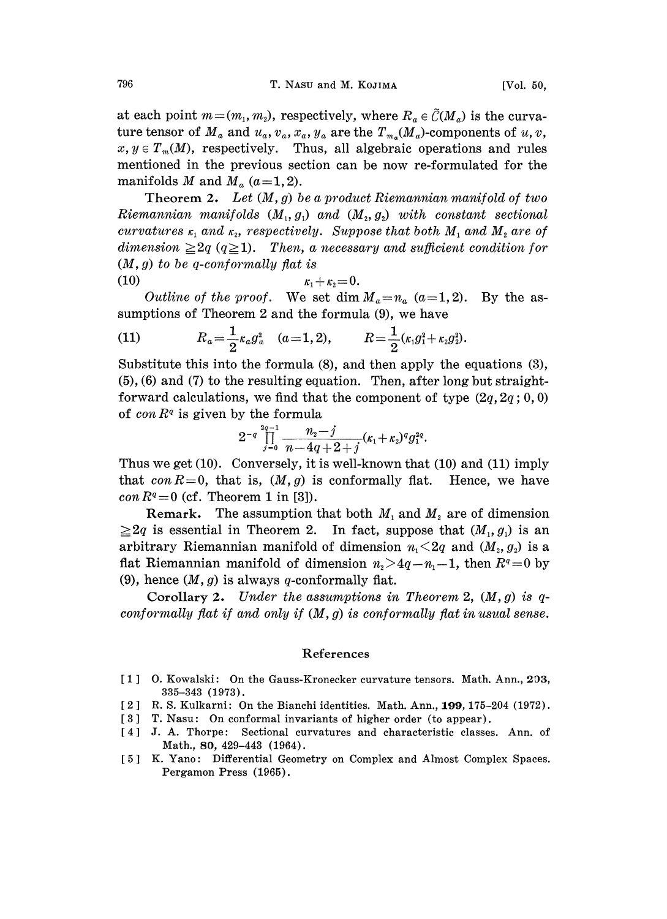at each point $m=(m_1, m_2)$, respectively, where $R_a \in \tilde{C}(M_a)$ is the curvature tensor of $M_a$ and $u_a, v_a, x_a, y_a$ are the $T_{m_a}(M_a)$-components of $u, v, x, y \in T_m(M)$, respectively. Thus, all algebraic operations and rules mentioned in the previous section can be now re-formulated for the manifolds $M$ and $M_a$ $(a=1,2)$.

**Theorem 2.** *Let $(M, g)$ be a product Riemannian manifold of two Riemannian manifolds $(M_1, g_1)$ and $(M_2, g_2)$ with constant sectional curvatures $\kappa_1$ and $\kappa_2$, respectively. Suppose that both $M_1$ and $M_2$ are of dimension $\geqq 2q$ $(q \geqq 1)$. Then, a necessary and sufficient condition for $(M, g)$ to be $q$-conformally flat is*

$$\kappa_1 + \kappa_2 = 0. \tag{10}$$

*Outline of the proof.* We set $\dim M_a = n_a$ $(a=1,2)$. By the assumptions of Theorem 2 and the formula (9), we have

$$R_a = \frac{1}{2}\kappa_a g_a^2 \quad (a=1,2), \qquad R = \frac{1}{2}(\kappa_1 g_1^2 + \kappa_2 g_2^2). \tag{11}$$

Substitute this into the formula (8), and then apply the equations (3), (5), (6) and (7) to the resulting equation. Then, after long but straightforward calculations, we find that the component of type $(2q, 2q; 0, 0)$ of $con\, R^q$ is given by the formula

$$2^{-q} \prod_{j=0}^{2q-1} \frac{n_2 - j}{n - 4q + 2 + j} (\kappa_1 + \kappa_2)^q g_1^{2q}.$$

Thus we get (10). Conversely, it is well-known that (10) and (11) imply that $con\, R = 0$, that is, $(M, g)$ is conformally flat. Hence, we have $con\, R^q = 0$ (cf. Theorem 1 in [3]).

**Remark.** The assumption that both $M_1$ and $M_2$ are of dimension $\geqq 2q$ is essential in Theorem 2. In fact, suppose that $(M_1, g_1)$ is an arbitrary Riemannian manifold of dimension $n_1 < 2q$ and $(M_2, g_2)$ is a flat Riemannian manifold of dimension $n_2 > 4q - n_1 - 1$, then $R^q = 0$ by (9), hence $(M, g)$ is always $q$-conformally flat.

**Corollary 2.** *Under the assumptions in Theorem 2, $(M, g)$ is $q$-conformally flat if and only if $(M, g)$ is conformally flat in usual sense.*

## References

[1] O. Kowalski: On the Gauss-Kronecker curvature tensors. Math. Ann., **203**, 335–343 (1973).

[2] R. S. Kulkarni: On the Bianchi identities. Math. Ann., **199**, 175–204 (1972).

[3] T. Nasu: On conformal invariants of higher order (to appear).

[4] J. A. Thorpe: Sectional curvatures and characteristic classes. Ann. of Math., **80**, 429–443 (1964).

[5] K. Yano: Differential Geometry on Complex and Almost Complex Spaces. Pergamon Press (1965).